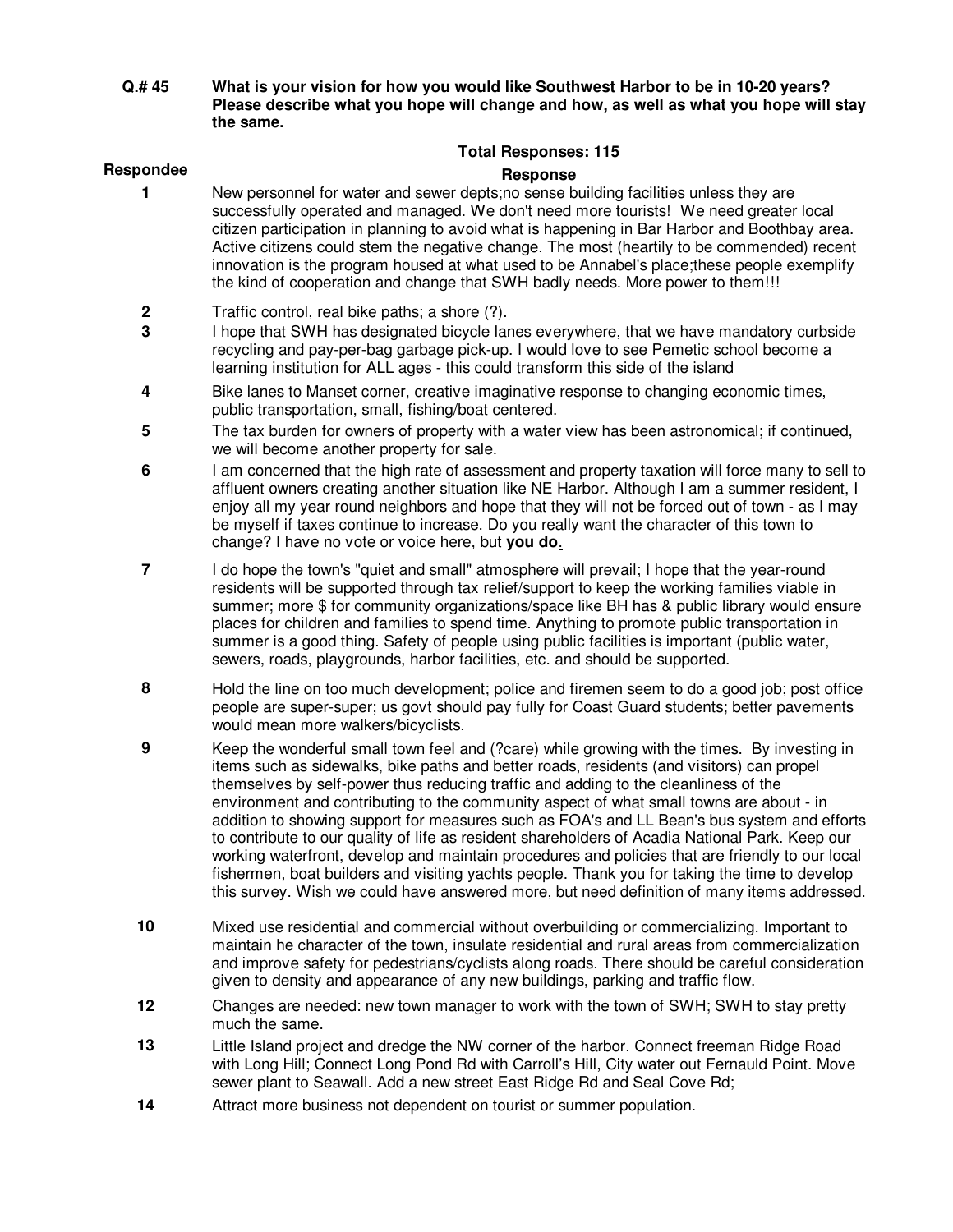**Q.# 45** **What is your vision for how you would like Southwest Harbor to be in 10-20 years? Please describe what you hope will change and how, as well as what you hope will stay the same.**

**Total Responses: 115**

| Respondee | Response |
|---|---|
| 1 | New personnel for water and sewer depts;no sense building facilities unless they are successfully operated and managed. We don't need more tourists! We need greater local citizen participation in planning to avoid what is happening in Bar Harbor and Boothbay area. Active citizens could stem the negative change. The most (heartily to be commended) recent innovation is the program housed at what used to be Annabel's place;these people exemplify the kind of cooperation and change that SWH badly needs. More power to them!!! |
| 2 | Traffic control, real bike paths; a shore (?). |
| 3 | I hope that SWH has designated bicycle lanes everywhere, that we have mandatory curbside recycling and pay-per-bag garbage pick-up. I would love to see Pemetic school become a learning institution for ALL ages - this could transform this side of the island |
| 4 | Bike lanes to Manset corner, creative imaginative response to changing economic times, public transportation, small, fishing/boat centered. |
| 5 | The tax burden for owners of property with a water view has been astronomical; if continued, we will become another property for sale. |
| 6 | I am concerned that the high rate of assessment and property taxation will force many to sell to affluent owners creating another situation like NE Harbor. Although I am a summer resident, I enjoy all my year round neighbors and hope that they will not be forced out of town - as I may be myself if taxes continue to increase. Do you really want the character of this town to change? I have no vote or voice here, but **you do**. |
| 7 | I do hope the town's "quiet and small" atmosphere will prevail; I hope that the year-round residents will be supported through tax relief/support to keep the working families viable in summer; more $ for community organizations/space like BH has & public library would ensure places for children and families to spend time. Anything to promote public transportation in summer is a good thing. Safety of people using public facilities is important (public water, sewers, roads, playgrounds, harbor facilities, etc. and should be supported. |
| 8 | Hold the line on too much development; police and firemen seem to do a good job; post office people are super-super; us govt should pay fully for Coast Guard students; better pavements would mean more walkers/bicyclists. |
| 9 | Keep the wonderful small town feel and (?care) while growing with the times. By investing in items such as sidewalks, bike paths and better roads, residents (and visitors) can propel themselves by self-power thus reducing traffic and adding to the cleanliness of the environment and contributing to the community aspect of what small towns are about - in addition to showing support for measures such as FOA's and LL Bean's bus system and efforts to contribute to our quality of life as resident shareholders of Acadia National Park. Keep our working waterfront, develop and maintain procedures and policies that are friendly to our local fishermen, boat builders and visiting yachts people. Thank you for taking the time to develop this survey. Wish we could have answered more, but need definition of many items addressed. |
| 10 | Mixed use residential and commercial without overbuilding or commercializing. Important to maintain he character of the town, insulate residential and rural areas from commercialization and improve safety for pedestrians/cyclists along roads. There should be careful consideration given to density and appearance of any new buildings, parking and traffic flow. |
| 12 | Changes are needed: new town manager to work with the town of SWH; SWH to stay pretty much the same. |
| 13 | Little Island project and dredge the NW corner of the harbor. Connect freeman Ridge Road with Long Hill; Connect Long Pond Rd with Carroll's Hill, City water out Fernauld Point. Move sewer plant to Seawall. Add a new street East Ridge Rd and Seal Cove Rd; |
| 14 | Attract more business not dependent on tourist or summer population. |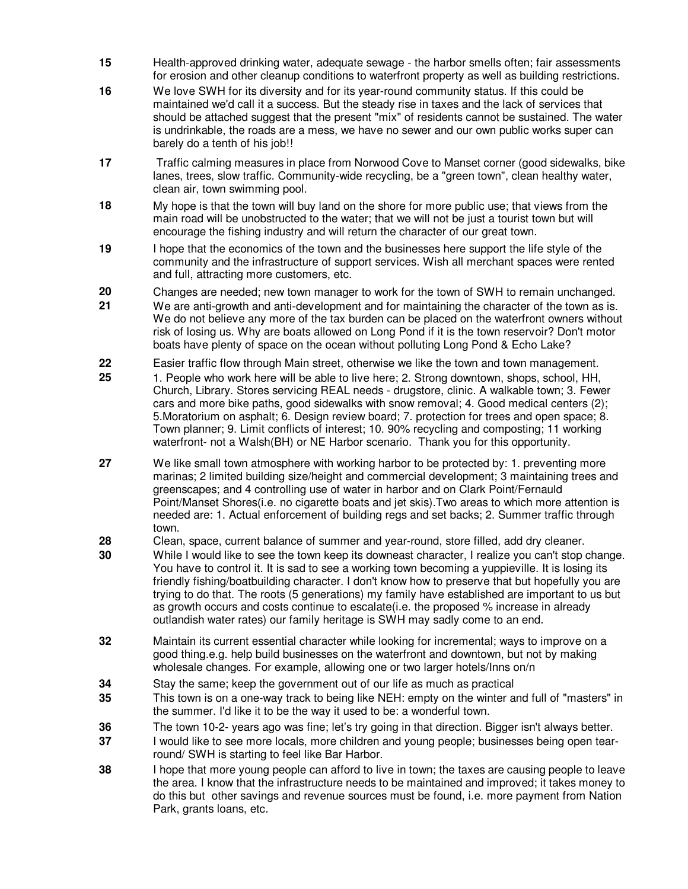**15** Health-approved drinking water, adequate sewage - the harbor smells often; fair assessments for erosion and other cleanup conditions to waterfront property as well as building restrictions.

**16** We love SWH for its diversity and for its year-round community status. If this could be maintained we'd call it a success. But the steady rise in taxes and the lack of services that should be attached suggest that the present "mix" of residents cannot be sustained. The water is undrinkable, the roads are a mess, we have no sewer and our own public works super can barely do a tenth of his job!!

**17** Traffic calming measures in place from Norwood Cove to Manset corner (good sidewalks, bike lanes, trees, slow traffic. Community-wide recycling, be a "green town", clean healthy water, clean air, town swimming pool.

**18** My hope is that the town will buy land on the shore for more public use; that views from the main road will be unobstructed to the water; that we will not be just a tourist town but will encourage the fishing industry and will return the character of our great town.

**19** I hope that the economics of the town and the businesses here support the life style of the community and the infrastructure of support services. Wish all merchant spaces were rented and full, attracting more customers, etc.

**20** Changes are needed; new town manager to work for the town of SWH to remain unchanged.

**21** We are anti-growth and anti-development and for maintaining the character of the town as is. We do not believe any more of the tax burden can be placed on the waterfront owners without risk of losing us. Why are boats allowed on Long Pond if it is the town reservoir? Don't motor boats have plenty of space on the ocean without polluting Long Pond & Echo Lake?

**22** Easier traffic flow through Main street, otherwise we like the town and town management.

**25** 1. People who work here will be able to live here; 2. Strong downtown, shops, school, HH, Church, Library. Stores servicing REAL needs - drugstore, clinic. A walkable town; 3. Fewer cars and more bike paths, good sidewalks with snow removal; 4. Good medical centers (2); 5.Moratorium on asphalt; 6. Design review board; 7. protection for trees and open space; 8. Town planner; 9. Limit conflicts of interest; 10. 90% recycling and composting; 11 working waterfront- not a Walsh(BH) or NE Harbor scenario. Thank you for this opportunity.

**27** We like small town atmosphere with working harbor to be protected by: 1. preventing more marinas; 2 limited building size/height and commercial development; 3 maintaining trees and greenscapes; and 4 controlling use of water in harbor and on Clark Point/Fernauld Point/Manset Shores(i.e. no cigarette boats and jet skis).Two areas to which more attention is needed are: 1. Actual enforcement of building regs and set backs; 2. Summer traffic through town.

**28** Clean, space, current balance of summer and year-round, store filled, add dry cleaner.

**30** While I would like to see the town keep its downeast character, I realize you can't stop change. You have to control it. It is sad to see a working town becoming a yuppieville. It is losing its friendly fishing/boatbuilding character. I don't know how to preserve that but hopefully you are trying to do that. The roots (5 generations) my family have established are important to us but as growth occurs and costs continue to escalate(i.e. the proposed % increase in already outlandish water rates) our family heritage is SWH may sadly come to an end.

**32** Maintain its current essential character while looking for incremental; ways to improve on a good thing.e.g. help build businesses on the waterfront and downtown, but not by making wholesale changes. For example, allowing one or two larger hotels/Inns on/n

**34** Stay the same; keep the government out of our life as much as practical

**35** This town is on a one-way track to being like NEH: empty on the winter and full of "masters" in the summer. I'd like it to be the way it used to be: a wonderful town.

**36** The town 10-2- years ago was fine; let's try going in that direction. Bigger isn't always better.

**37** I would like to see more locals, more children and young people; businesses being open tear-round/ SWH is starting to feel like Bar Harbor.

**38** I hope that more young people can afford to live in town; the taxes are causing people to leave the area. I know that the infrastructure needs to be maintained and improved; it takes money to do this but other savings and revenue sources must be found, i.e. more payment from Nation Park, grants loans, etc.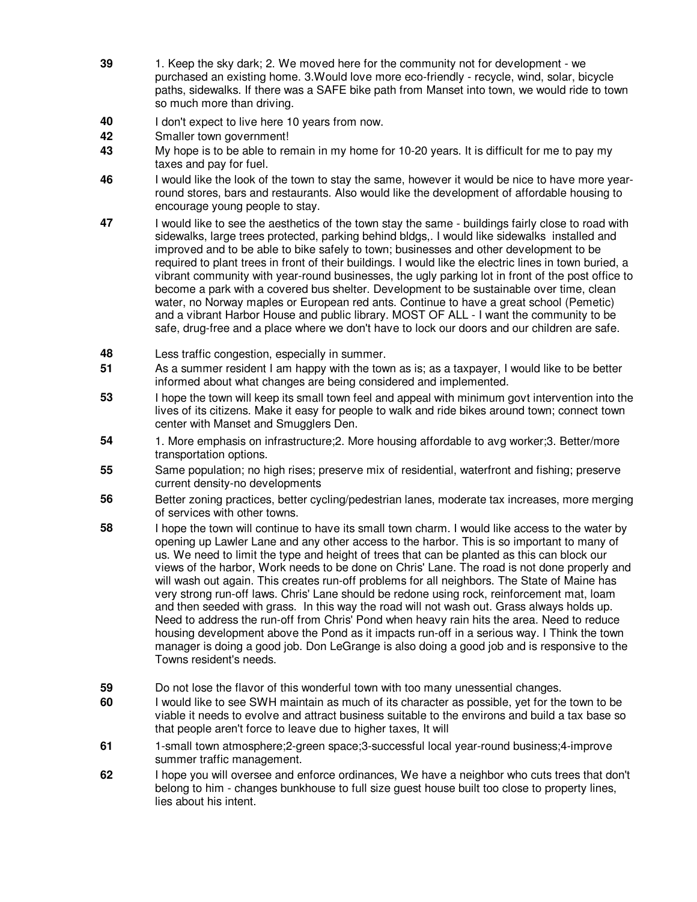**39** 1. Keep the sky dark; 2. We moved here for the community not for development - we purchased an existing home. 3.Would love more eco-friendly - recycle, wind, solar, bicycle paths, sidewalks. If there was a SAFE bike path from Manset into town, we would ride to town so much more than driving.

**40** I don't expect to live here 10 years from now.

**42** Smaller town government!

**43** My hope is to be able to remain in my home for 10-20 years. It is difficult for me to pay my taxes and pay for fuel.

**46** I would like the look of the town to stay the same, however it would be nice to have more year-round stores, bars and restaurants. Also would like the development of affordable housing to encourage young people to stay.

**47** I would like to see the aesthetics of the town stay the same - buildings fairly close to road with sidewalks, large trees protected, parking behind bldgs,. I would like sidewalks installed and improved and to be able to bike safely to town; businesses and other development to be required to plant trees in front of their buildings. I would like the electric lines in town buried, a vibrant community with year-round businesses, the ugly parking lot in front of the post office to become a park with a covered bus shelter. Development to be sustainable over time, clean water, no Norway maples or European red ants. Continue to have a great school (Pemetic) and a vibrant Harbor House and public library. MOST OF ALL - I want the community to be safe, drug-free and a place where we don't have to lock our doors and our children are safe.

**48** Less traffic congestion, especially in summer.

**51** As a summer resident I am happy with the town as is; as a taxpayer, I would like to be better informed about what changes are being considered and implemented.

**53** I hope the town will keep its small town feel and appeal with minimum govt intervention into the lives of its citizens. Make it easy for people to walk and ride bikes around town; connect town center with Manset and Smugglers Den.

**54** 1. More emphasis on infrastructure;2. More housing affordable to avg worker;3. Better/more transportation options.

**55** Same population; no high rises; preserve mix of residential, waterfront and fishing; preserve current density-no developments

**56** Better zoning practices, better cycling/pedestrian lanes, moderate tax increases, more merging of services with other towns.

**58** I hope the town will continue to have its small town charm. I would like access to the water by opening up Lawler Lane and any other access to the harbor. This is so important to many of us. We need to limit the type and height of trees that can be planted as this can block our views of the harbor, Work needs to be done on Chris' Lane. The road is not done properly and will wash out again. This creates run-off problems for all neighbors. The State of Maine has very strong run-off laws. Chris' Lane should be redone using rock, reinforcement mat, loam and then seeded with grass. In this way the road will not wash out. Grass always holds up. Need to address the run-off from Chris' Pond when heavy rain hits the area. Need to reduce housing development above the Pond as it impacts run-off in a serious way. I Think the town manager is doing a good job. Don LeGrange is also doing a good job and is responsive to the Towns resident's needs.

**59** Do not lose the flavor of this wonderful town with too many unessential changes.

**60** I would like to see SWH maintain as much of its character as possible, yet for the town to be viable it needs to evolve and attract business suitable to the environs and build a tax base so that people aren't force to leave due to higher taxes, It will

**61** 1-small town atmosphere;2-green space;3-successful local year-round business;4-improve summer traffic management.

**62** I hope you will oversee and enforce ordinances, We have a neighbor who cuts trees that don't belong to him - changes bunkhouse to full size guest house built too close to property lines, lies about his intent.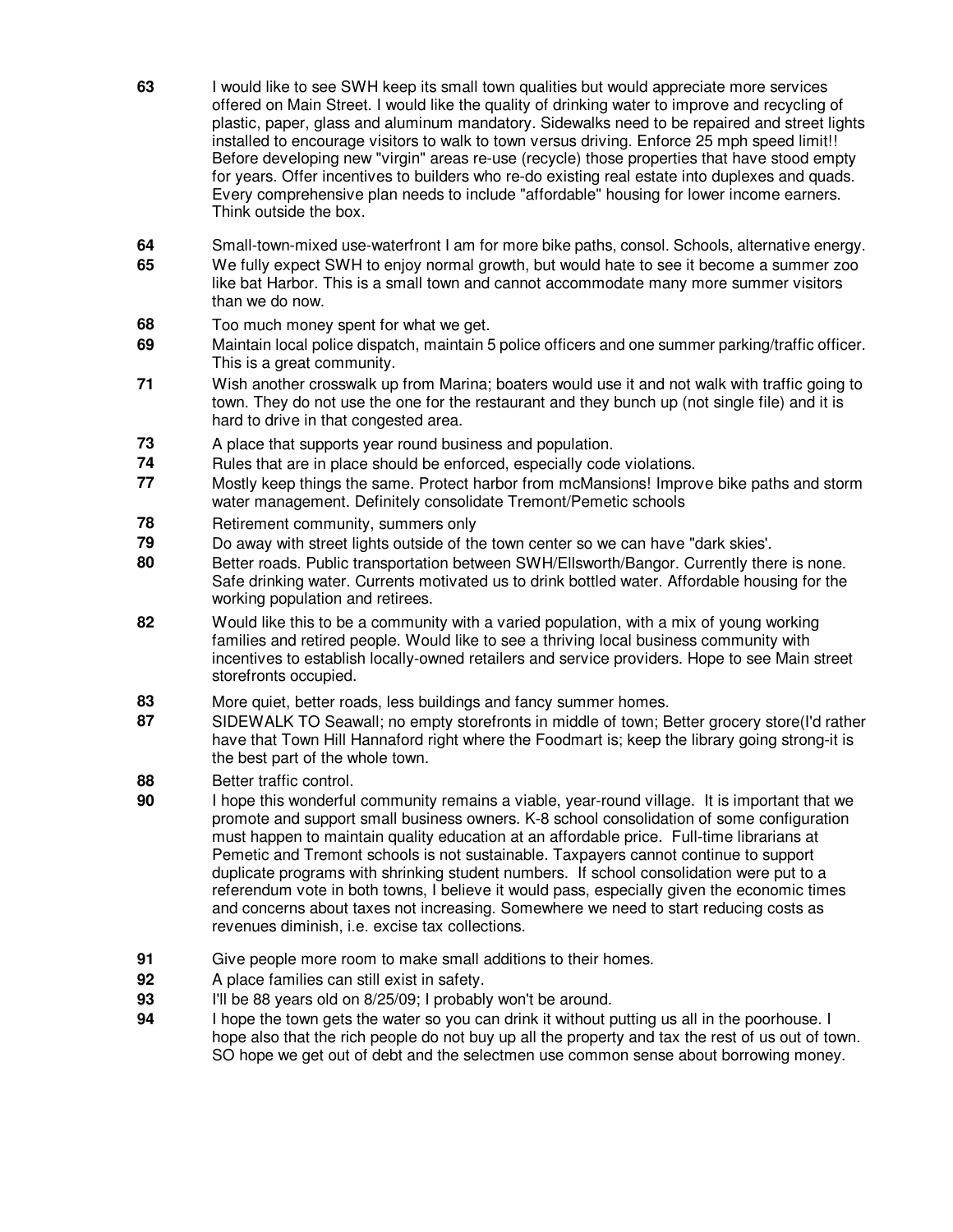**63** I would like to see SWH keep its small town qualities but would appreciate more services offered on Main Street. I would like the quality of drinking water to improve and recycling of plastic, paper, glass and aluminum mandatory. Sidewalks need to be repaired and street lights installed to encourage visitors to walk to town versus driving. Enforce 25 mph speed limit!! Before developing new "virgin" areas re-use (recycle) those properties that have stood empty for years. Offer incentives to builders who re-do existing real estate into duplexes and quads. Every comprehensive plan needs to include "affordable" housing for lower income earners. Think outside the box.

**64** Small-town-mixed use-waterfront I am for more bike paths, consol. Schools, alternative energy.

**65** We fully expect SWH to enjoy normal growth, but would hate to see it become a summer zoo like bat Harbor. This is a small town and cannot accommodate many more summer visitors than we do now.

**68** Too much money spent for what we get.

**69** Maintain local police dispatch, maintain 5 police officers and one summer parking/traffic officer. This is a great community.

**71** Wish another crosswalk up from Marina; boaters would use it and not walk with traffic going to town. They do not use the one for the restaurant and they bunch up (not single file) and it is hard to drive in that congested area.

**73** A place that supports year round business and population.

**74** Rules that are in place should be enforced, especially code violations.

**77** Mostly keep things the same. Protect harbor from mcMansions! Improve bike paths and storm water management. Definitely consolidate Tremont/Pemetic schools

**78** Retirement community, summers only

**79** Do away with street lights outside of the town center so we can have "dark skies'.

**80** Better roads. Public transportation between SWH/Ellsworth/Bangor. Currently there is none. Safe drinking water. Currents motivated us to drink bottled water. Affordable housing for the working population and retirees.

**82** Would like this to be a community with a varied population, with a mix of young working families and retired people. Would like to see a thriving local business community with incentives to establish locally-owned retailers and service providers. Hope to see Main street storefronts occupied.

**83** More quiet, better roads, less buildings and fancy summer homes.

**87** SIDEWALK TO Seawall; no empty storefronts in middle of town; Better grocery store(I'd rather have that Town Hill Hannaford right where the Foodmart is; keep the library going strong-it is the best part of the whole town.

**88** Better traffic control.

**90** I hope this wonderful community remains a viable, year-round village. It is important that we promote and support small business owners. K-8 school consolidation of some configuration must happen to maintain quality education at an affordable price. Full-time librarians at Pemetic and Tremont schools is not sustainable. Taxpayers cannot continue to support duplicate programs with shrinking student numbers. If school consolidation were put to a referendum vote in both towns, I believe it would pass, especially given the economic times and concerns about taxes not increasing. Somewhere we need to start reducing costs as revenues diminish, i.e. excise tax collections.

**91** Give people more room to make small additions to their homes.

**92** A place families can still exist in safety.

**93** I'll be 88 years old on 8/25/09; I probably won't be around.

**94** I hope the town gets the water so you can drink it without putting us all in the poorhouse. I hope also that the rich people do not buy up all the property and tax the rest of us out of town. SO hope we get out of debt and the selectmen use common sense about borrowing money.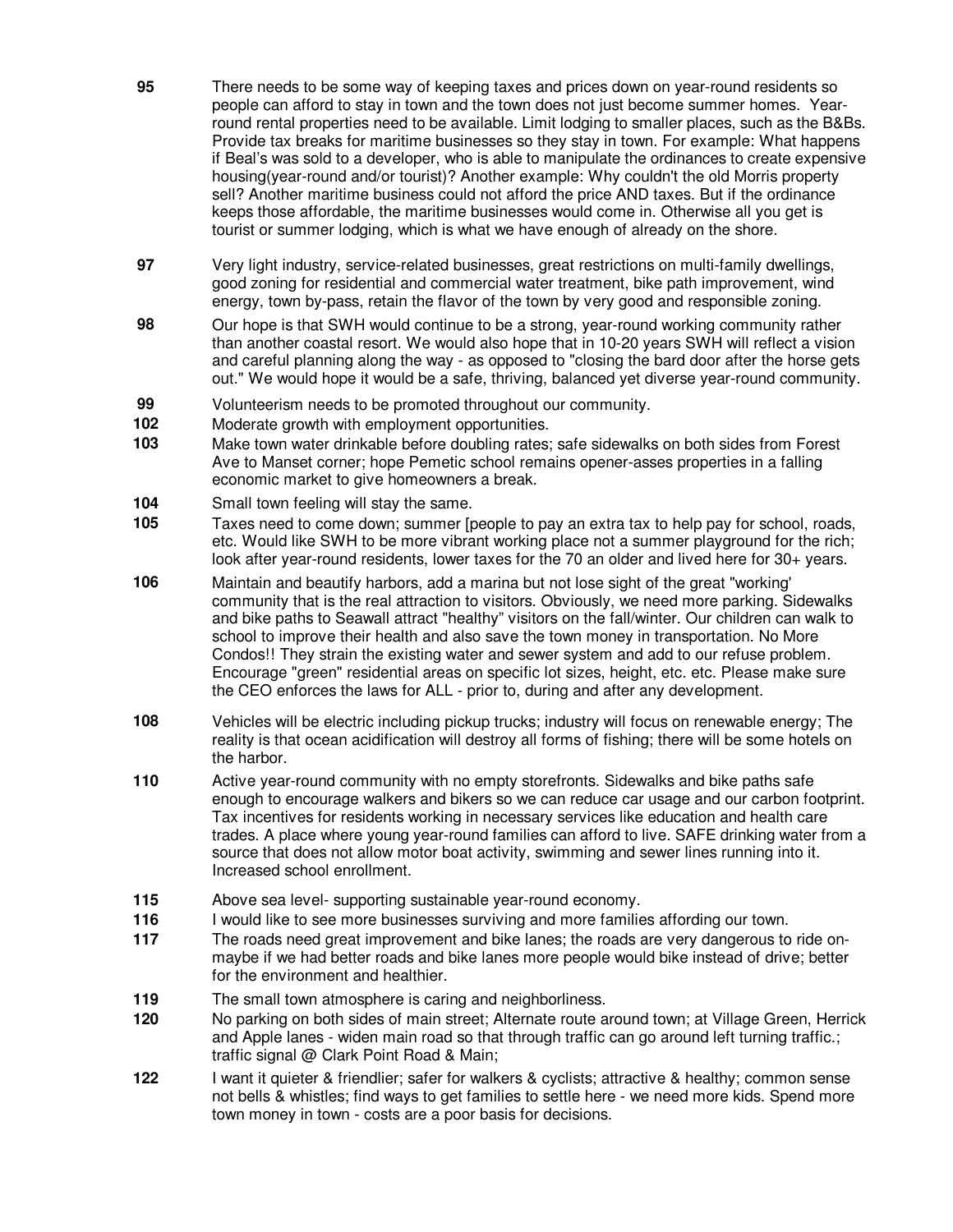**95** There needs to be some way of keeping taxes and prices down on year-round residents so people can afford to stay in town and the town does not just become summer homes. Year-round rental properties need to be available. Limit lodging to smaller places, such as the B&Bs. Provide tax breaks for maritime businesses so they stay in town. For example: What happens if Beal's was sold to a developer, who is able to manipulate the ordinances to create expensive housing(year-round and/or tourist)? Another example: Why couldn't the old Morris property sell? Another maritime business could not afford the price AND taxes. But if the ordinance keeps those affordable, the maritime businesses would come in. Otherwise all you get is tourist or summer lodging, which is what we have enough of already on the shore.

**97** Very light industry, service-related businesses, great restrictions on multi-family dwellings, good zoning for residential and commercial water treatment, bike path improvement, wind energy, town by-pass, retain the flavor of the town by very good and responsible zoning.

**98** Our hope is that SWH would continue to be a strong, year-round working community rather than another coastal resort. We would also hope that in 10-20 years SWH will reflect a vision and careful planning along the way - as opposed to "closing the bard door after the horse gets out." We would hope it would be a safe, thriving, balanced yet diverse year-round community.

**99** Volunteerism needs to be promoted throughout our community.

**102** Moderate growth with employment opportunities.

**103** Make town water drinkable before doubling rates; safe sidewalks on both sides from Forest Ave to Manset corner; hope Pemetic school remains opener-asses properties in a falling economic market to give homeowners a break.

**104** Small town feeling will stay the same.

**105** Taxes need to come down; summer [people to pay an extra tax to help pay for school, roads, etc. Would like SWH to be more vibrant working place not a summer playground for the rich; look after year-round residents, lower taxes for the 70 an older and lived here for 30+ years.

**106** Maintain and beautify harbors, add a marina but not lose sight of the great "working' community that is the real attraction to visitors. Obviously, we need more parking. Sidewalks and bike paths to Seawall attract "healthy" visitors on the fall/winter. Our children can walk to school to improve their health and also save the town money in transportation. No More Condos!! They strain the existing water and sewer system and add to our refuse problem. Encourage "green" residential areas on specific lot sizes, height, etc. etc. Please make sure the CEO enforces the laws for ALL - prior to, during and after any development.

**108** Vehicles will be electric including pickup trucks; industry will focus on renewable energy; The reality is that ocean acidification will destroy all forms of fishing; there will be some hotels on the harbor.

**110** Active year-round community with no empty storefronts. Sidewalks and bike paths safe enough to encourage walkers and bikers so we can reduce car usage and our carbon footprint. Tax incentives for residents working in necessary services like education and health care trades. A place where young year-round families can afford to live. SAFE drinking water from a source that does not allow motor boat activity, swimming and sewer lines running into it. Increased school enrollment.

**115** Above sea level- supporting sustainable year-round economy.

**116** I would like to see more businesses surviving and more families affording our town.

**117** The roads need great improvement and bike lanes; the roads are very dangerous to ride on- maybe if we had better roads and bike lanes more people would bike instead of drive; better for the environment and healthier.

**119** The small town atmosphere is caring and neighborliness.

**120** No parking on both sides of main street; Alternate route around town; at Village Green, Herrick and Apple lanes - widen main road so that through traffic can go around left turning traffic.; traffic signal @ Clark Point Road & Main;

**122** I want it quieter & friendlier; safer for walkers & cyclists; attractive & healthy; common sense not bells & whistles; find ways to get families to settle here - we need more kids. Spend more town money in town - costs are a poor basis for decisions.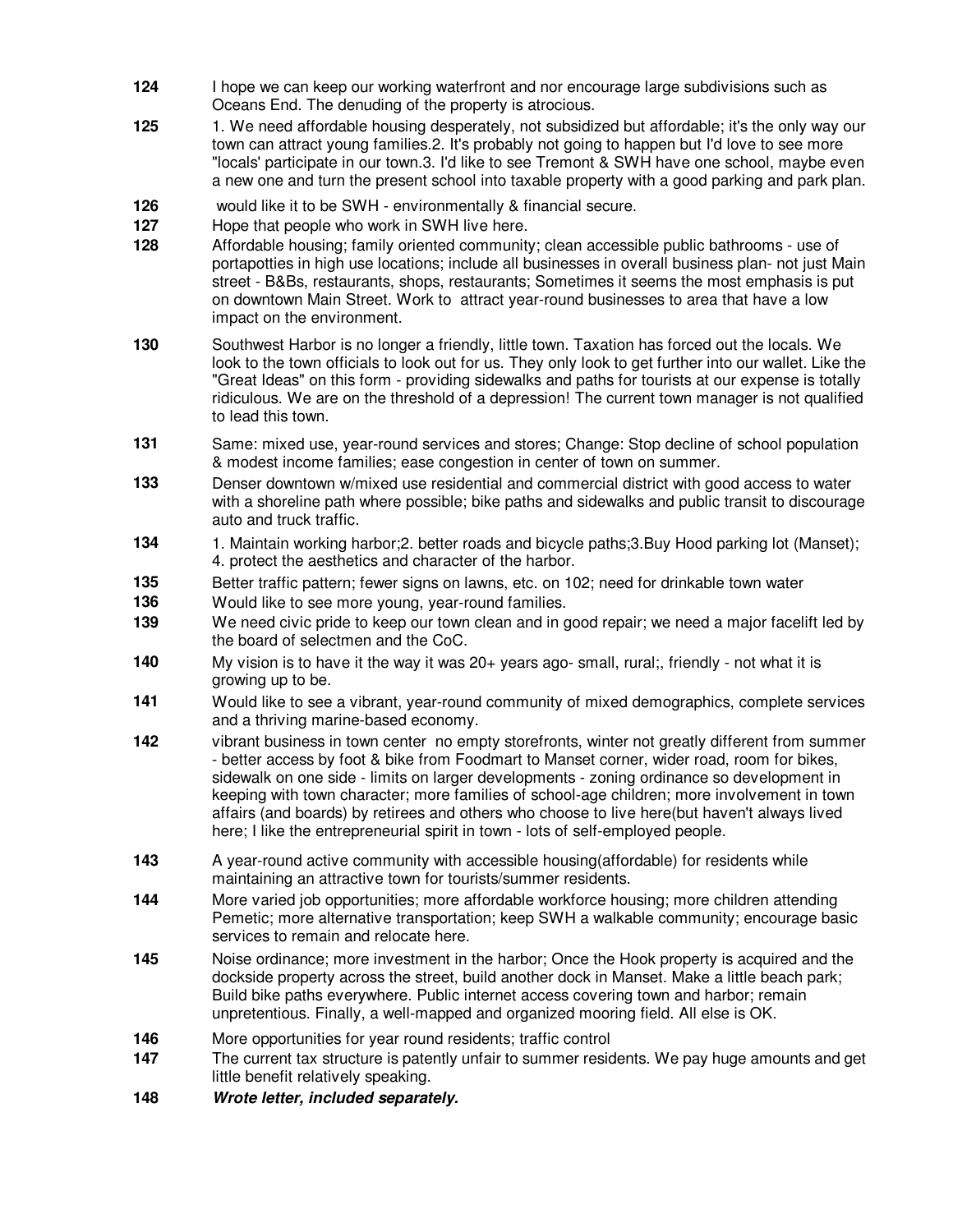**124** I hope we can keep our working waterfront and nor encourage large subdivisions such as Oceans End. The denuding of the property is atrocious.

**125** 1. We need affordable housing desperately, not subsidized but affordable; it's the only way our town can attract young families.2. It's probably not going to happen but I'd love to see more "locals' participate in our town.3. I'd like to see Tremont & SWH have one school, maybe even a new one and turn the present school into taxable property with a good parking and park plan.

**126** would like it to be SWH - environmentally & financial secure.

**127** Hope that people who work in SWH live here.

**128** Affordable housing; family oriented community; clean accessible public bathrooms - use of portapotties in high use locations; include all businesses in overall business plan- not just Main street - B&Bs, restaurants, shops, restaurants; Sometimes it seems the most emphasis is put on downtown Main Street. Work to attract year-round businesses to area that have a low impact on the environment.

**130** Southwest Harbor is no longer a friendly, little town. Taxation has forced out the locals. We look to the town officials to look out for us. They only look to get further into our wallet. Like the "Great Ideas" on this form - providing sidewalks and paths for tourists at our expense is totally ridiculous. We are on the threshold of a depression! The current town manager is not qualified to lead this town.

**131** Same: mixed use, year-round services and stores; Change: Stop decline of school population & modest income families; ease congestion in center of town on summer.

**133** Denser downtown w/mixed use residential and commercial district with good access to water with a shoreline path where possible; bike paths and sidewalks and public transit to discourage auto and truck traffic.

**134** 1. Maintain working harbor;2. better roads and bicycle paths;3.Buy Hood parking lot (Manset); 4. protect the aesthetics and character of the harbor.

**135** Better traffic pattern; fewer signs on lawns, etc. on 102; need for drinkable town water

**136** Would like to see more young, year-round families.

**139** We need civic pride to keep our town clean and in good repair; we need a major facelift led by the board of selectmen and the CoC.

**140** My vision is to have it the way it was 20+ years ago- small, rural;, friendly - not what it is growing up to be.

**141** Would like to see a vibrant, year-round community of mixed demographics, complete services and a thriving marine-based economy.

**142** vibrant business in town center no empty storefronts, winter not greatly different from summer - better access by foot & bike from Foodmart to Manset corner, wider road, room for bikes, sidewalk on one side - limits on larger developments - zoning ordinance so development in keeping with town character; more families of school-age children; more involvement in town affairs (and boards) by retirees and others who choose to live here(but haven't always lived here; I like the entrepreneurial spirit in town - lots of self-employed people.

**143** A year-round active community with accessible housing(affordable) for residents while maintaining an attractive town for tourists/summer residents.

**144** More varied job opportunities; more affordable workforce housing; more children attending Pemetic; more alternative transportation; keep SWH a walkable community; encourage basic services to remain and relocate here.

**145** Noise ordinance; more investment in the harbor; Once the Hook property is acquired and the dockside property across the street, build another dock in Manset. Make a little beach park; Build bike paths everywhere. Public internet access covering town and harbor; remain unpretentious. Finally, a well-mapped and organized mooring field. All else is OK.

**146** More opportunities for year round residents; traffic control

**147** The current tax structure is patently unfair to summer residents. We pay huge amounts and get little benefit relatively speaking.

**148** ***Wrote letter, included separately.***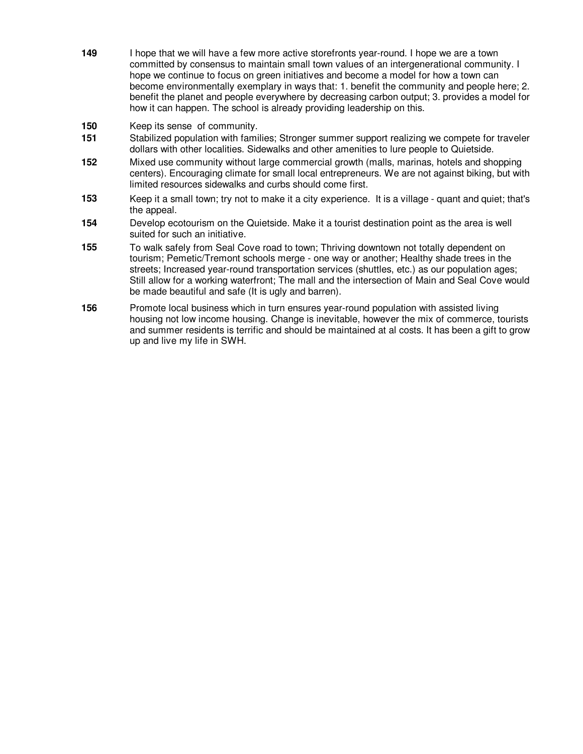**149** I hope that we will have a few more active storefronts year-round. I hope we are a town committed by consensus to maintain small town values of an intergenerational community. I hope we continue to focus on green initiatives and become a model for how a town can become environmentally exemplary in ways that: 1. benefit the community and people here; 2. benefit the planet and people everywhere by decreasing carbon output; 3. provides a model for how it can happen. The school is already providing leadership on this.

**150** Keep its sense of community.

**151** Stabilized population with families; Stronger summer support realizing we compete for traveler dollars with other localities. Sidewalks and other amenities to lure people to Quietside.

**152** Mixed use community without large commercial growth (malls, marinas, hotels and shopping centers). Encouraging climate for small local entrepreneurs. We are not against biking, but with limited resources sidewalks and curbs should come first.

**153** Keep it a small town; try not to make it a city experience. It is a village - quant and quiet; that's the appeal.

**154** Develop ecotourism on the Quietside. Make it a tourist destination point as the area is well suited for such an initiative.

**155** To walk safely from Seal Cove road to town; Thriving downtown not totally dependent on tourism; Pemetic/Tremont schools merge - one way or another; Healthy shade trees in the streets; Increased year-round transportation services (shuttles, etc.) as our population ages; Still allow for a working waterfront; The mall and the intersection of Main and Seal Cove would be made beautiful and safe (It is ugly and barren).

**156** Promote local business which in turn ensures year-round population with assisted living housing not low income housing. Change is inevitable, however the mix of commerce, tourists and summer residents is terrific and should be maintained at al costs. It has been a gift to grow up and live my life in SWH.